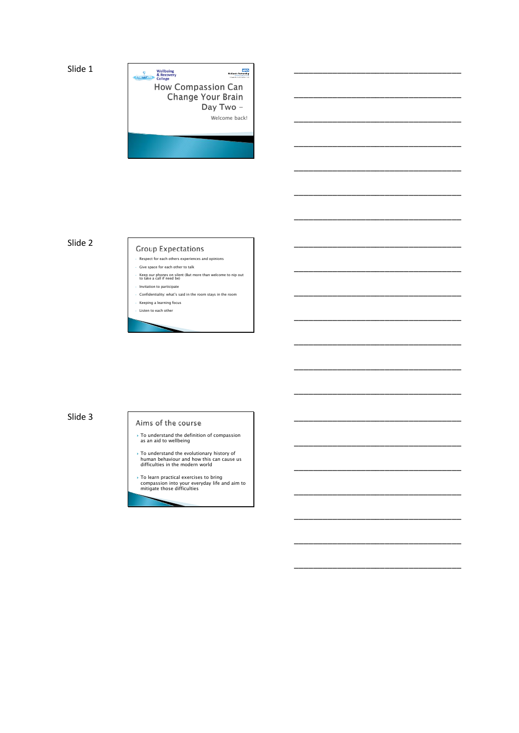Slide 1

Wellbeing & Recovery College

# How Compassion Can Change Your Brain Day Two –

Welcome back!

Slide 2

## Group Expectations

- Respect for each others experiences and opinions
- Give space for each other to talk
- Keep our phones on silent (But more than welcome to nip out to take a call if need be)
- Invitation to participate
- Confidentiality: what's said in the room stays in the room
- Keeping a learning focus
- Listen to each other

Slide 3

## Aims of the course

- To understand the definition of compassion as an aid to wellbeing
- To understand the evolutionary history of human behaviour and how this can cause us difficulties in the modern world
- To learn practical exercises to bring compassion into your everyday life and aim to mitigate those difficulties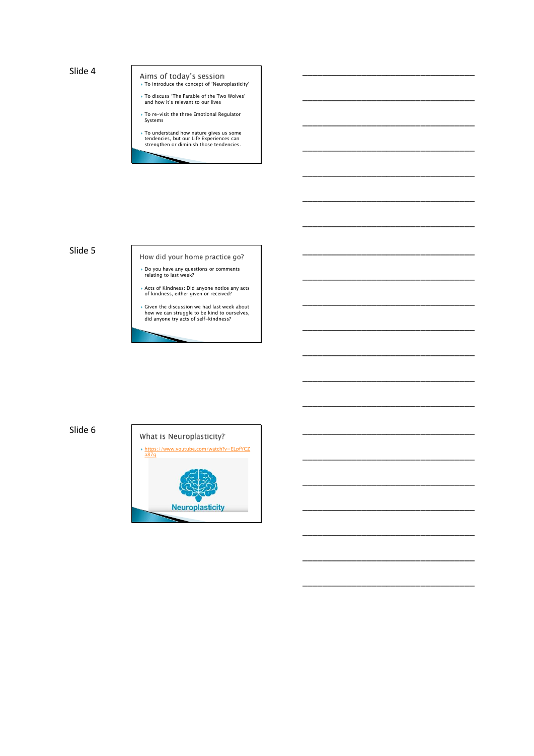Slide 4

## Aims of today's session

- To introduce the concept of 'Neuroplasticity'
- To discuss 'The Parable of the Two Wolves' and how it's relevant to our lives
- To re-visit the three Emotional Regulator Systems
- To understand how nature gives us some tendencies, but our Life Experiences can strengthen or diminish those tendencies.

Slide 5

## How did your home practice go?

- Do you have any questions or comments relating to last week?
- Acts of Kindness: Did anyone notice any acts of kindness, either given or received?
- Given the discussion we had last week about how we can struggle to be kind to ourselves, did anyone try acts of self-kindness?

Slide 6

## What is Neuroplasticity?

- https://www.youtube.com/watch?v=ELpfYCZa87g

Neuroplasticity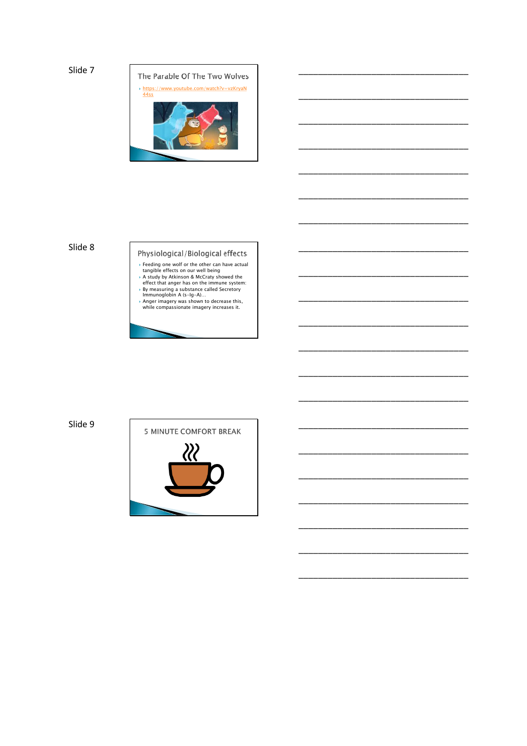Slide 7

## The Parable Of The Two Wolves

- https://www.youtube.com/watch?v=vzKryaN44ss

___________________________________

___________________________________

___________________________________

___________________________________

___________________________________

___________________________________

___________________________________

Slide 8

## Physiological / Biological effects

- Feeding one wolf or the other can have actual tangible effects on our well being
- A study by Atkinson & McCraty showed the effect that anger has on the immune system:
- By measuring a substance called Secretory Immunoglobin A (s-Ig-A)…
- Anger imagery was shown to decrease this, while compassionate imagery increases it.

___________________________________

___________________________________

___________________________________

___________________________________

___________________________________

___________________________________

___________________________________

Slide 9

## 5 MINUTE COMFORT BREAK

___________________________________

___________________________________

___________________________________

___________________________________

___________________________________

___________________________________

___________________________________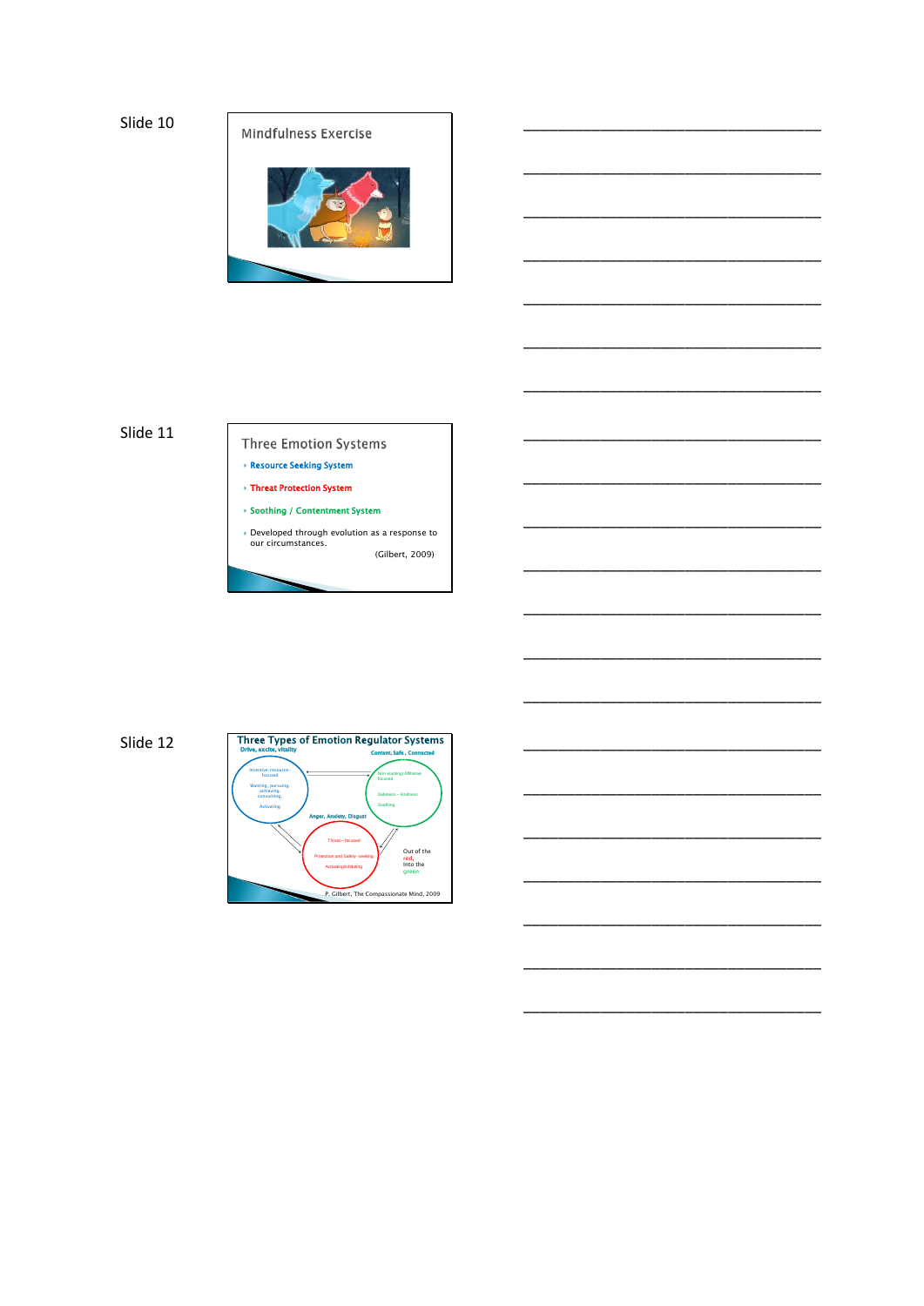Slide 10

## Mindfulness Exercise

Slide 11

## Three Emotion Systems

- Resource Seeking System
- Threat Protection System
- Soothing / Contentment System
- Developed through evolution as a response to our circumstances.

(Gilbert, 2009)

Slide 12

## Three Types of Emotion Regulator Systems

Drive, excite, vitality

Incentive/resource-focused

Wanting, pursuing, achieving, consuming,

Activating

Content, Safe, Connected

Non-wanting/ Affiliative focused

Safeness – kindness

Soothing

Anger, Anxiety, Disgust

Threat – focused

Protection and Safety- seeking

Activating/inhibiting

Out of the red, Into the green

P. Gilbert, The Compassionate Mind, 2009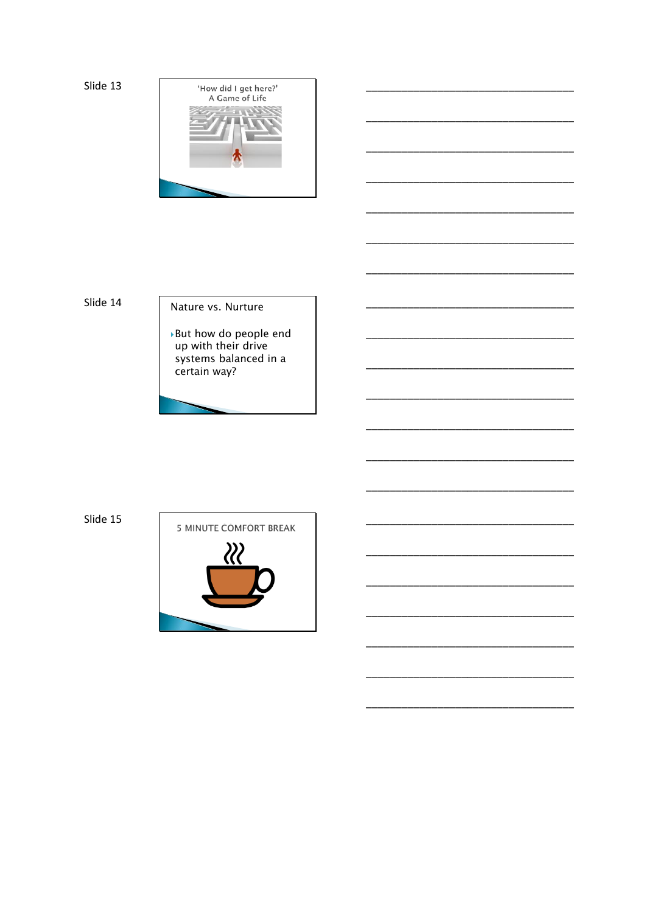Slide 13

'How did I get here?'
A Game of Life

Slide 14

Nature vs. Nurture

- But how do people end up with their drive systems balanced in a certain way?

Slide 15

5 MINUTE COMFORT BREAK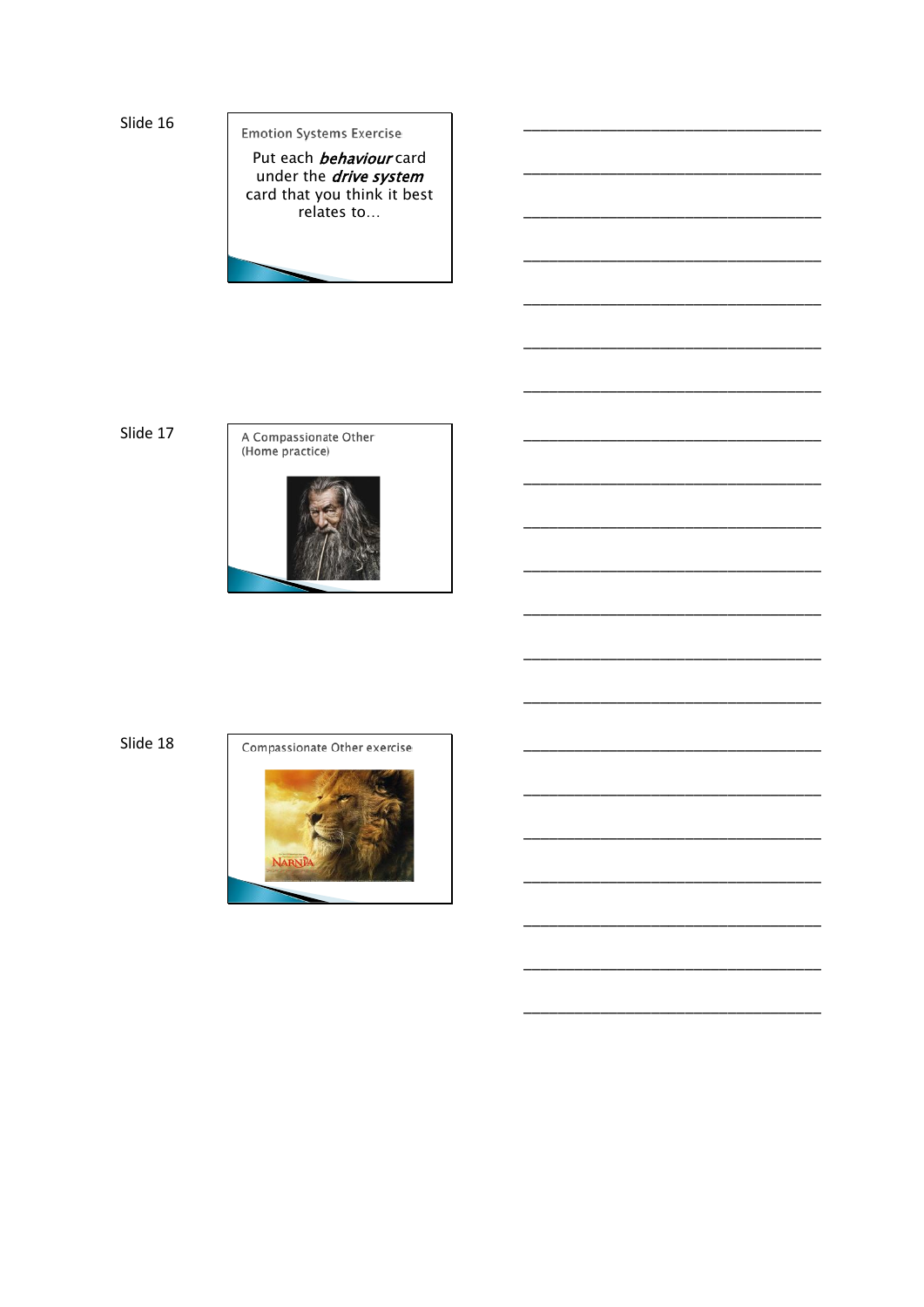Slide 16

Emotion Systems Exercise

Put each ***behaviour*** card under the ***drive system*** card that you think best relates to…

_______________________________________

_______________________________________

_______________________________________

_______________________________________

_______________________________________

_______________________________________

_______________________________________

Slide 17

A Compassionate Other
(Home practice)

_______________________________________

_______________________________________

_______________________________________

_______________________________________

_______________________________________

_______________________________________

_______________________________________

Slide 18

Compassionate Other exercise

_______________________________________

_______________________________________

_______________________________________

_______________________________________

_______________________________________

_______________________________________

_______________________________________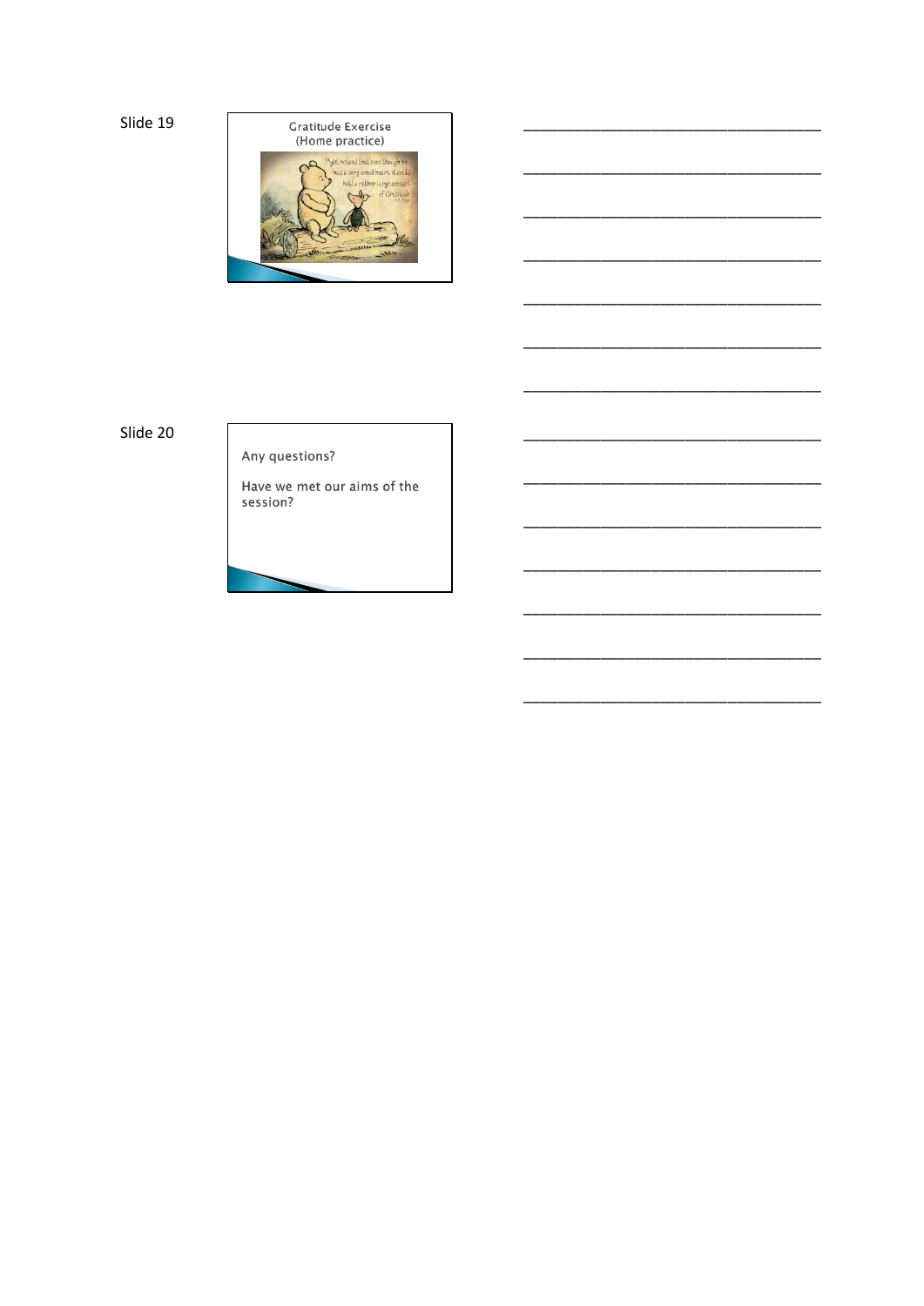Slide 19

Gratitude Exercise
(Home practice)

Slide 20

Any questions?

Have we met our aims of the session?